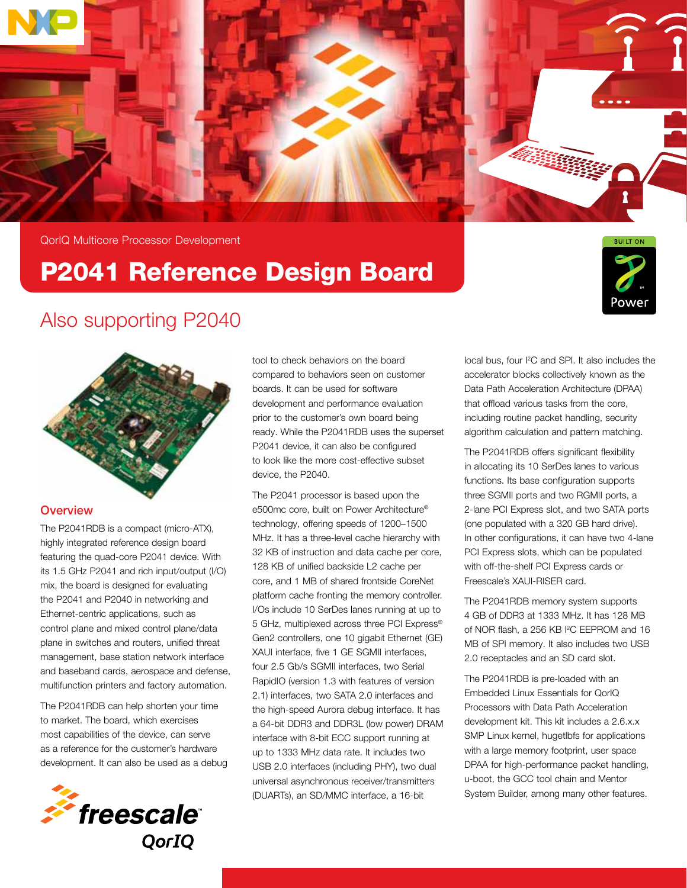QorIQ Multicore Processor Development

# P2041 Reference Design Board

## Also supporting P2040

### Overview

The P2041RDB is a compact (micro-ATX), highly integrated reference design board featuring the quad-core P2041 device. With its 1.5 GHz P2041 and rich input/output (I/O) mix, the board is designed for evaluating the P2041 and P2040 in networking and Ethernet-centric applications, such as control plane and mixed control plane/data plane in switches and routers, unified threat management, base station network interface and baseband cards, aerospace and defense, multifunction printers and factory automation.

The P2041RDB can help shorten your time to market. The board, which exercises most capabilities of the device, can serve as a reference for the customer's hardware development. It can also be used as a debug tool to check behaviors on the board compared to behaviors seen on customer boards. It can be used for software development and performance evaluation prior to the customer's own board being ready. While the P2041RDB uses the superset P2041 device, it can also be configured to look like the more cost-effective subset device, the P2040.

The P2041 processor is based upon the e500mc core, built on Power Architecture® technology, offering speeds of 1200–1500 MHz. It has a three-level cache hierarchy with 32 KB of instruction and data cache per core, 128 KB of unified backside L2 cache per core, and 1 MB of shared frontside CoreNet platform cache fronting the memory controller. I/Os include 10 SerDes lanes running at up to 5 GHz, multiplexed across three PCI Express® Gen2 controllers, one 10 gigabit Ethernet (GE) XAUI interface, five 1 GE SGMII interfaces, four 2.5 Gb/s SGMII interfaces, two Serial RapidIO (version 1.3 with features of version 2.1) interfaces, two SATA 2.0 interfaces and the high-speed Aurora debug interface. It has a 64-bit DDR3 and DDR3L (low power) DRAM interface with 8-bit ECC support running at up to 1333 MHz data rate. It includes two USB 2.0 interfaces (including PHY), two dual universal asynchronous receiver/transmitters (DUARTs), an SD/MMC interface, a 16-bit local bus, four I²C and SPI. It also includes the accelerator blocks collectively known as the Data Path Acceleration Architecture (DPAA) that offload various tasks from the core, including routine packet handling, security algorithm calculation and pattern matching.

The P2041RDB offers significant flexibility in allocating its 10 SerDes lanes to various functions. Its base configuration supports three SGMII ports and two RGMII ports, a 2-lane PCI Express slot, and two SATA ports (one populated with a 320 GB hard drive). In other configurations, it can have two 4-lane PCI Express slots, which can be populated with off-the-shelf PCI Express cards or Freescale's XAUI-RISER card.

The P2041RDB memory system supports 4 GB of DDR3 at 1333 MHz. It has 128 MB of NOR flash, a 256 KB I²C EEPROM and 16 MB of SPI memory. It also includes two USB 2.0 receptacles and an SD card slot.

The P2041RDB is pre-loaded with an Embedded Linux Essentials for QorIQ Processors with Data Path Acceleration development kit. This kit includes a 2.6.x.x SMP Linux kernel, hugetlbfs for applications with a large memory footprint, user space DPAA for high-performance packet handling, u-boot, the GCC tool chain and Mentor System Builder, among many other features.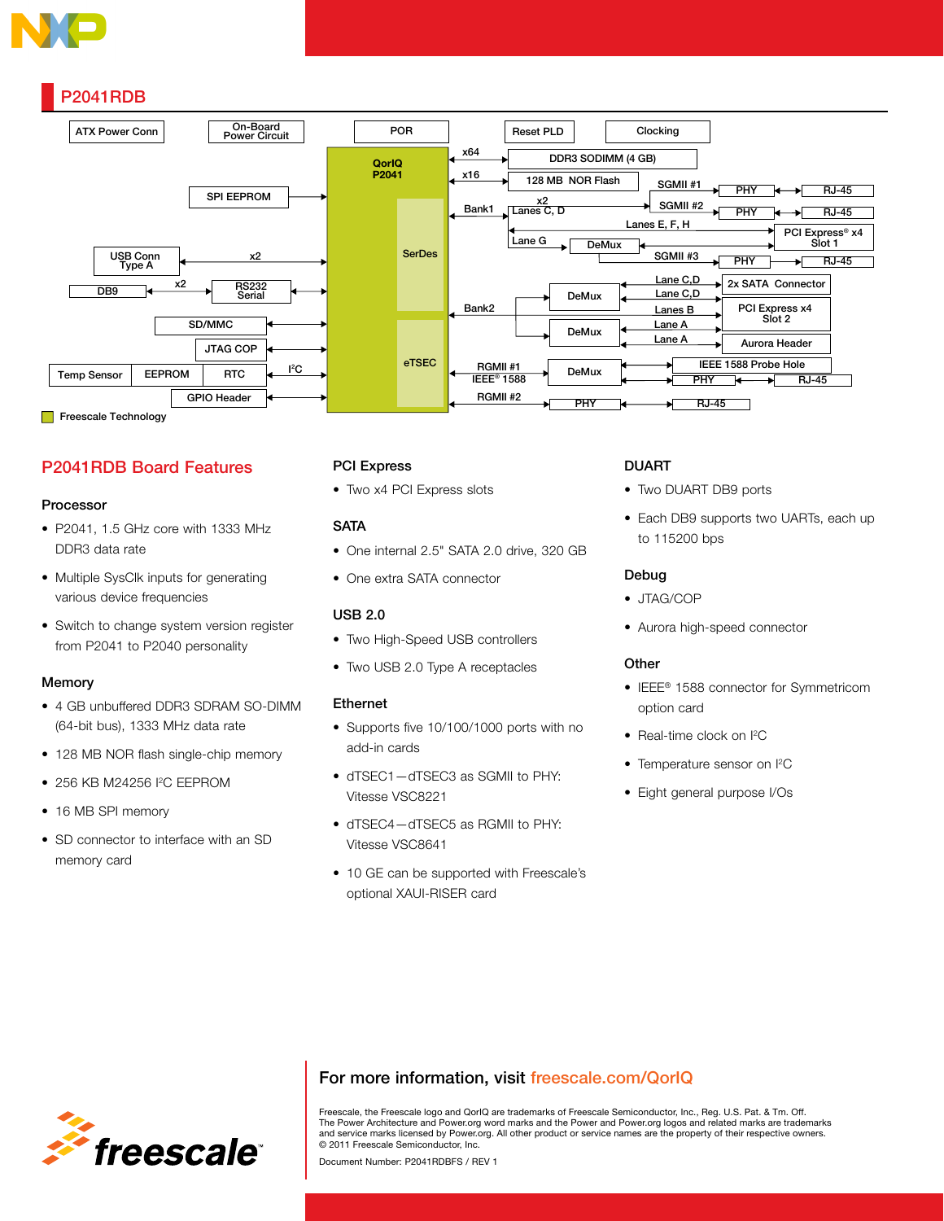## P2041RDB

ATX Power Conn
On-Board Power Circuit
POR
Reset PLD
Clocking
QorIQ P2041
x64
DDR3 SODIMM (4 GB)
x16
128 MB NOR Flash
SGMII #1
PHY
RJ-45
SPI EEPROM
Bank1
x2
Lanes C, D
SGMII #2
PHY
RJ-45
Lanes E, F, H
PCI Express® x4 Slot 1
Lane G
DeMux
SerDes
USB Conn Type A
x2
SGMII #3
PHY
RJ-45
DB9
x2
RS232 Serial
Lane C,D
2x SATA Connector
DeMux
Lane C,D
Bank2
Lanes B
PCI Express x4 Slot 2
SD/MMC
DeMux
Lane A
Lane A
Aurora Header
JTAG COP
eTSEC
RGMII #1
IEEE® 1588
DeMux
IEEE 1588 Probe Hole
Temp Sensor
EEPROM
RTC
I²C
PHY
RJ-45
GPIO Header
RGMII #2
PHY
RJ-45
Freescale Technology

## P2041RDB Board Features

### Processor

- P2041, 1.5 GHz core with 1333 MHz DDR3 data rate
- Multiple SysClk inputs for generating various device frequencies
- Switch to change system version register from P2041 to P2040 personality

### Memory

- 4 GB unbuffered DDR3 SDRAM SO-DIMM (64-bit bus), 1333 MHz data rate
- 128 MB NOR flash single-chip memory
- 256 KB M24256 I²C EEPROM
- 16 MB SPI memory
- SD connector to interface with an SD memory card

### PCI Express

- Two x4 PCI Express slots

### SATA

- One internal 2.5" SATA 2.0 drive, 320 GB
- One extra SATA connector

### USB 2.0

- Two High-Speed USB controllers
- Two USB 2.0 Type A receptacles

### Ethernet

- Supports five 10/100/1000 ports with no add-in cards
- dTSEC1—dTSEC3 as SGMII to PHY: Vitesse VSC8221
- dTSEC4—dTSEC5 as RGMII to PHY: Vitesse VSC8641
- 10 GE can be supported with Freescale's optional XAUI-RISER card

### DUART

- Two DUART DB9 ports
- Each DB9 supports two UARTs, each up to 115200 bps

### Debug

- JTAG/COP
- Aurora high-speed connector

### Other

- IEEE® 1588 connector for Symmetricom option card
- Real-time clock on I²C
- Temperature sensor on I²C
- Eight general purpose I/Os

### For more information, visit freescale.com/QorIQ

Freescale, the Freescale logo and QorIQ are trademarks of Freescale Semiconductor, Inc., Reg. U.S. Pat. & Tm. Off. The Power Architecture and Power.org word marks and the Power and Power.org logos and related marks are trademarks and service marks licensed by Power.org. All other product or service names are the property of their respective owners. © 2011 Freescale Semiconductor, Inc.

Document Number: P2041RDBFS / REV 1